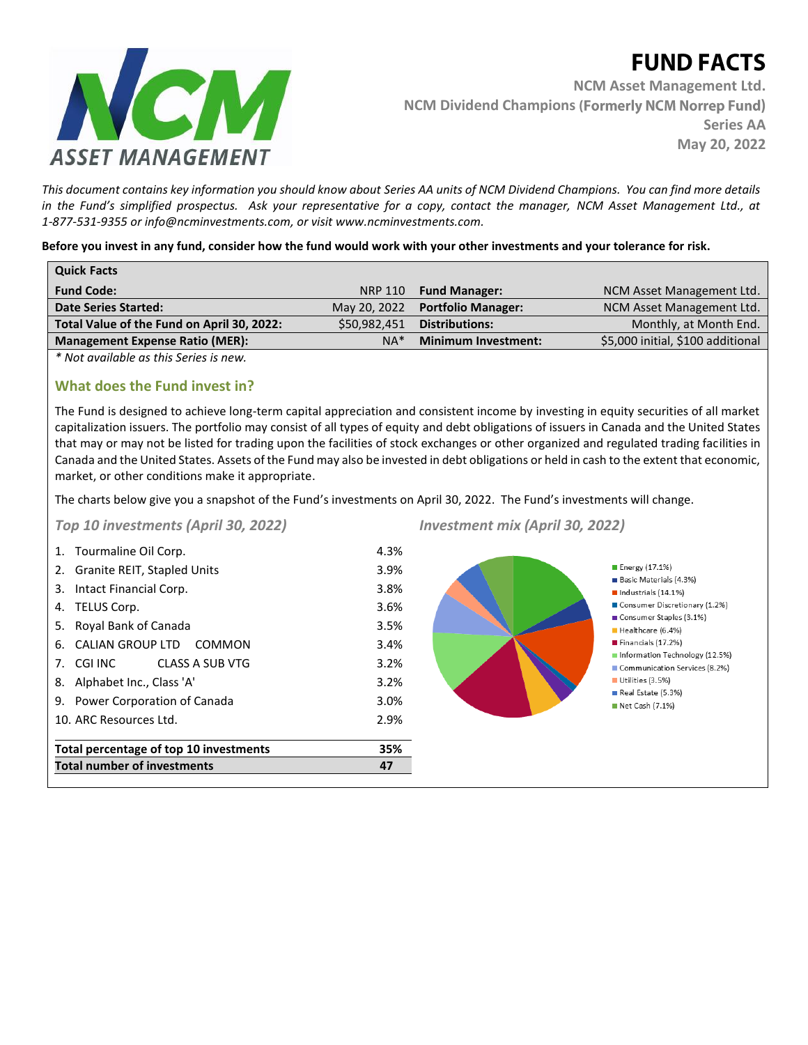# FUND FACTS

**NCM Asset Management Ltd.**
**NCM Dividend Champions (Formerly NCM Norrep Fund)**
**Series AA**
**May 20, 2022**

*This document contains key information you should know about Series AA units of NCM Dividend Champions. You can find more details in the Fund's simplified prospectus. Ask your representative for a copy, contact the manager, NCM Asset Management Ltd., at 1-877-531-9355 or info@ncminvestments.com, or visit www.ncminvestments.com.*

**Before you invest in any fund, consider how the fund would work with your other investments and your tolerance for risk.**

| **Quick Facts** | | | |
|---|---|---|---|
| **Fund Code:** | NRP 110 | **Fund Manager:** | NCM Asset Management Ltd. |
| **Date Series Started:** | May 20, 2022 | **Portfolio Manager:** | NCM Asset Management Ltd. |
| **Total Value of the Fund on April 30, 2022:** | $50,982,451 | **Distributions:** | Monthly, at Month End. |
| **Management Expense Ratio (MER):** | NA* | **Minimum Investment:** | $5,000 initial, $100 additional |

*\* Not available as this Series is new.*

## What does the Fund invest in?

The Fund is designed to achieve long-term capital appreciation and consistent income by investing in equity securities of all market capitalization issuers. The portfolio may consist of all types of equity and debt obligations of issuers in Canada and the United States that may or may not be listed for trading upon the facilities of stock exchanges or other organized and regulated trading facilities in Canada and the United States. Assets of the Fund may also be invested in debt obligations or held in cash to the extent that economic, market, or other conditions make it appropriate.

The charts below give you a snapshot of the Fund's investments on April 30, 2022. The Fund's investments will change.

### *Top 10 investments (April 30, 2022)*

| | |
|---|---|
| 1. Tourmaline Oil Corp. | 4.3% |
| 2. Granite REIT, Stapled Units | 3.9% |
| 3. Intact Financial Corp. | 3.8% |
| 4. TELUS Corp. | 3.6% |
| 5. Royal Bank of Canada | 3.5% |
| 6. CALIAN GROUP LTD COMMON | 3.4% |
| 7. CGI INC CLASS A SUB VTG | 3.2% |
| 8. Alphabet Inc., Class 'A' | 3.2% |
| 9. Power Corporation of Canada | 3.0% |
| 10. ARC Resources Ltd. | 2.9% |
| **Total percentage of top 10 investments** | **35%** |
| **Total number of investments** | **47** |

### *Investment mix (April 30, 2022)*

- Energy (17.1%)
- Basic Materials (4.3%)
- Industrials (14.1%)
- Consumer Discretionary (1.2%)
- Consumer Staples (3.1%)
- Healthcare (6.4%)
- Financials (17.2%)
- Information Technology (12.5%)
- Communication Services (8.2%)
- Utilities (3.5%)
- Real Estate (5.3%)
- Net Cash (7.1%)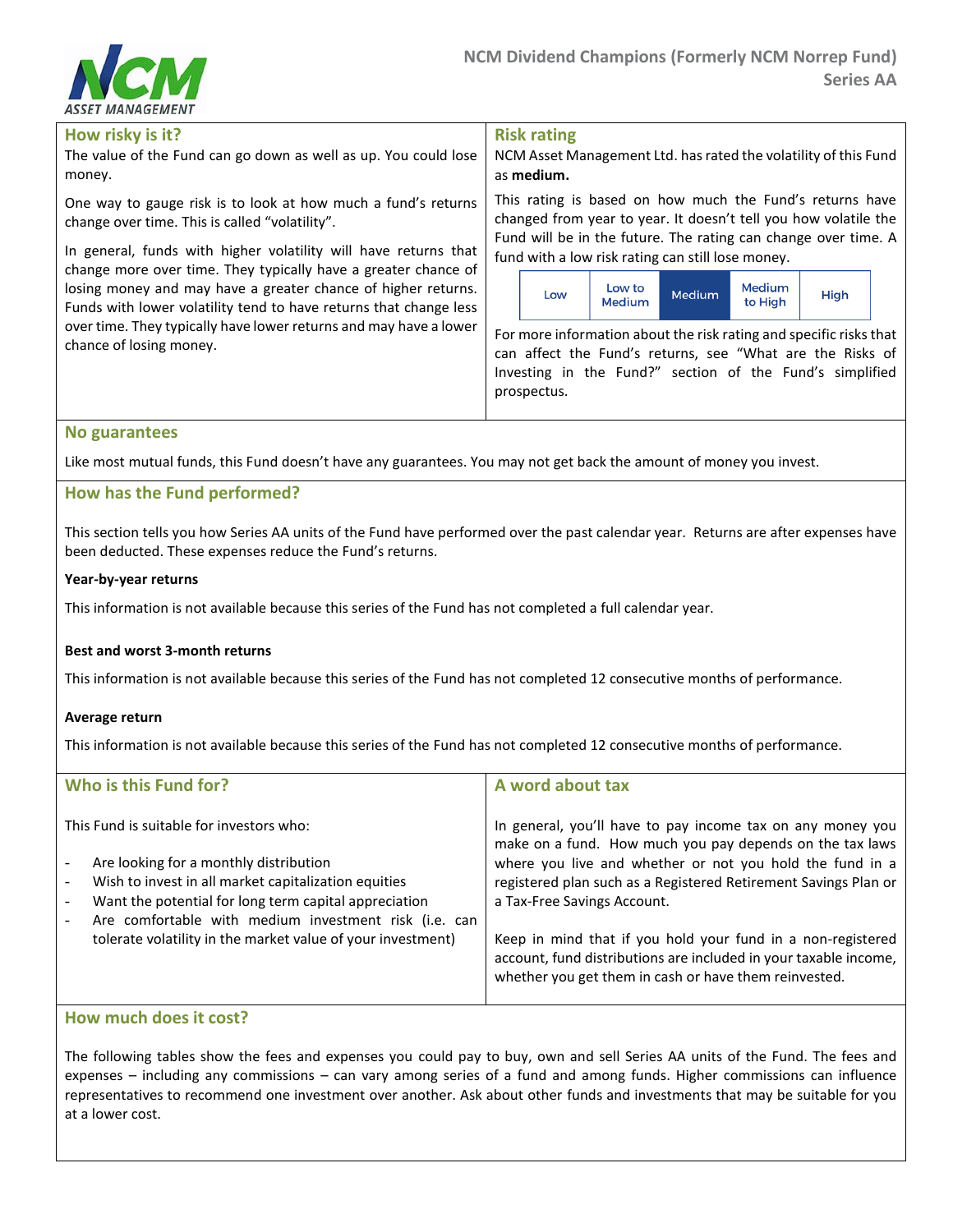## How risky is it?

The value of the Fund can go down as well as up. You could lose money.

One way to gauge risk is to look at how much a fund's returns change over time. This is called "volatility".

In general, funds with higher volatility will have returns that change more over time. They typically have a greater chance of losing money and may have a greater chance of higher returns. Funds with lower volatility tend to have returns that change less over time. They typically have lower returns and may have a lower chance of losing money.

## Risk rating

NCM Asset Management Ltd. has rated the volatility of this Fund as **medium.**

This rating is based on how much the Fund's returns have changed from year to year. It doesn't tell you how volatile the Fund will be in the future. The rating can change over time. A fund with a low risk rating can still lose money.

| Low | Low to Medium | **Medium** | Medium to High | High |
|---|---|---|---|---|

For more information about the risk rating and specific risks that can affect the Fund's returns, see "What are the Risks of Investing in the Fund?" section of the Fund's simplified prospectus.

## No guarantees

Like most mutual funds, this Fund doesn't have any guarantees. You may not get back the amount of money you invest.

## How has the Fund performed?

This section tells you how Series AA units of the Fund have performed over the past calendar year. Returns are after expenses have been deducted. These expenses reduce the Fund's returns.

**Year-by-year returns**

This information is not available because this series of the Fund has not completed a full calendar year.

**Best and worst 3-month returns**

This information is not available because this series of the Fund has not completed 12 consecutive months of performance.

**Average return**

This information is not available because this series of the Fund has not completed 12 consecutive months of performance.

## Who is this Fund for?

This Fund is suitable for investors who:

- Are looking for a monthly distribution
- Wish to invest in all market capitalization equities
- Want the potential for long term capital appreciation
- Are comfortable with medium investment risk (i.e. can tolerate volatility in the market value of your investment)

## A word about tax

In general, you'll have to pay income tax on any money you make on a fund. How much you pay depends on the tax laws where you live and whether or not you hold the fund in a registered plan such as a Registered Retirement Savings Plan or a Tax-Free Savings Account.

Keep in mind that if you hold your fund in a non-registered account, fund distributions are included in your taxable income, whether you get them in cash or have them reinvested.

## How much does it cost?

The following tables show the fees and expenses you could pay to buy, own and sell Series AA units of the Fund. The fees and expenses – including any commissions – can vary among series of a fund and among funds. Higher commissions can influence representatives to recommend one investment over another. Ask about other funds and investments that may be suitable for you at a lower cost.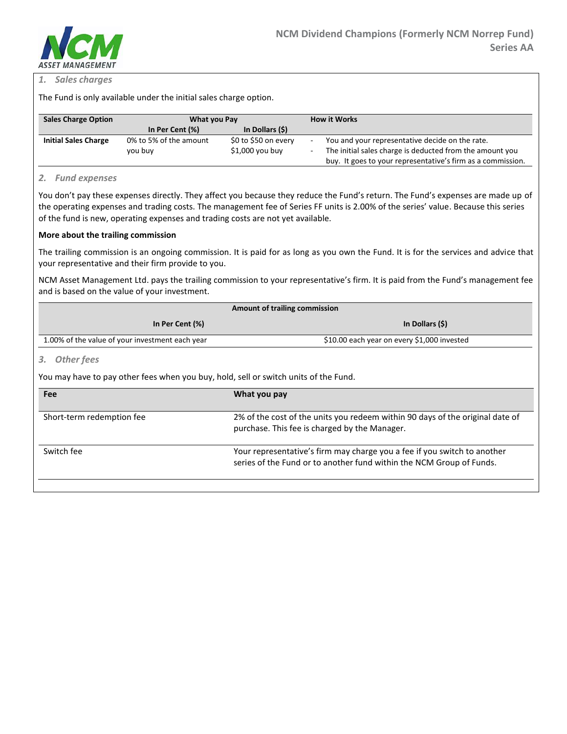### 1. Sales charges

The Fund is only available under the initial sales charge option.

| Sales Charge Option | What you Pay | | How it Works |
|---|---|---|---|
| | In Per Cent (%) | In Dollars ($) | |
| Initial Sales Charge | 0% to 5% of the amount you buy | $0 to $50 on every $1,000 you buy | - You and your representative decide on the rate.<br>- The initial sales charge is deducted from the amount you buy. It goes to your representative's firm as a commission. |

### 2. Fund expenses

You don't pay these expenses directly. They affect you because they reduce the Fund's return. The Fund's expenses are made up of the operating expenses and trading costs. The management fee of Series FF units is 2.00% of the series' value. Because this series of the fund is new, operating expenses and trading costs are not yet available.

**More about the trailing commission**

The trailing commission is an ongoing commission. It is paid for as long as you own the Fund. It is for the services and advice that your representative and their firm provide to you.

NCM Asset Management Ltd. pays the trailing commission to your representative's firm. It is paid from the Fund's management fee and is based on the value of your investment.

| Amount of trailing commission | |
|---|---|
| In Per Cent (%) | In Dollars ($) |
| 1.00% of the value of your investment each year | $10.00 each year on every $1,000 invested |

### 3. Other fees

You may have to pay other fees when you buy, hold, sell or switch units of the Fund.

| Fee | What you pay |
|---|---|
| Short-term redemption fee | 2% of the cost of the units you redeem within 90 days of the original date of purchase. This fee is charged by the Manager. |
| Switch fee | Your representative's firm may charge you a fee if you switch to another series of the Fund or to another fund within the NCM Group of Funds. |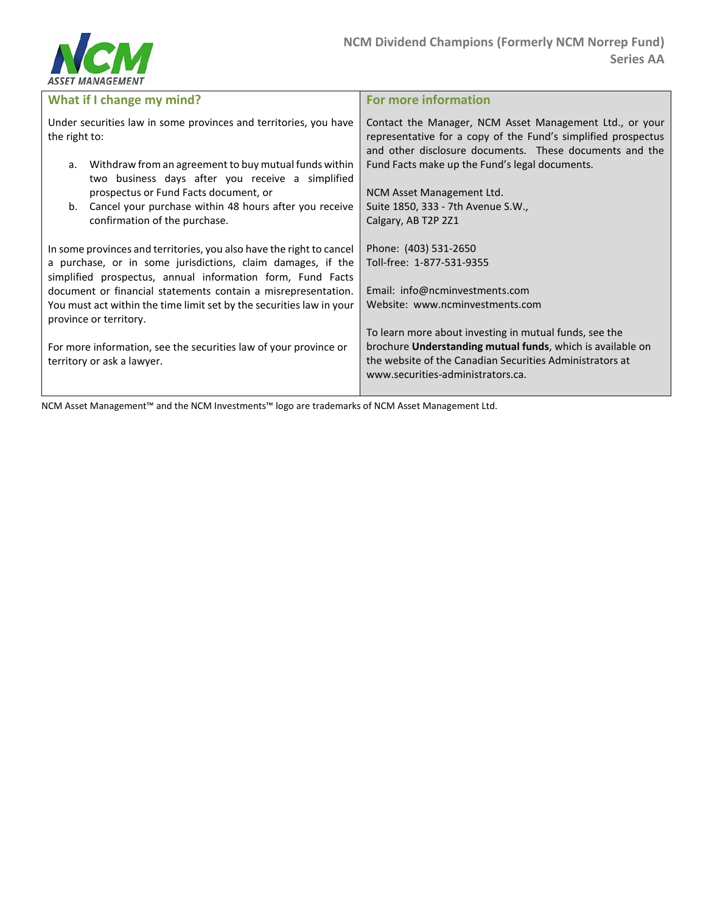## What if I change my mind?

Under securities law in some provinces and territories, you have the right to:

a. Withdraw from an agreement to buy mutual funds within two business days after you receive a simplified prospectus or Fund Facts document, or
b. Cancel your purchase within 48 hours after you receive confirmation of the purchase.

In some provinces and territories, you also have the right to cancel a purchase, or in some jurisdictions, claim damages, if the simplified prospectus, annual information form, Fund Facts document or financial statements contain a misrepresentation. You must act within the time limit set by the securities law in your province or territory.

For more information, see the securities law of your province or territory or ask a lawyer.

## For more information

Contact the Manager, NCM Asset Management Ltd., or your representative for a copy of the Fund's simplified prospectus and other disclosure documents. These documents and the Fund Facts make up the Fund's legal documents.

NCM Asset Management Ltd.
Suite 1850, 333 - 7th Avenue S.W.,
Calgary, AB T2P 2Z1

Phone: (403) 531-2650
Toll-free: 1-877-531-9355

Email: info@ncminvestments.com
Website: www.ncminvestments.com

To learn more about investing in mutual funds, see the brochure **Understanding mutual funds**, which is available on the website of the Canadian Securities Administrators at www.securities-administrators.ca.

NCM Asset Management™ and the NCM Investments™ logo are trademarks of NCM Asset Management Ltd.